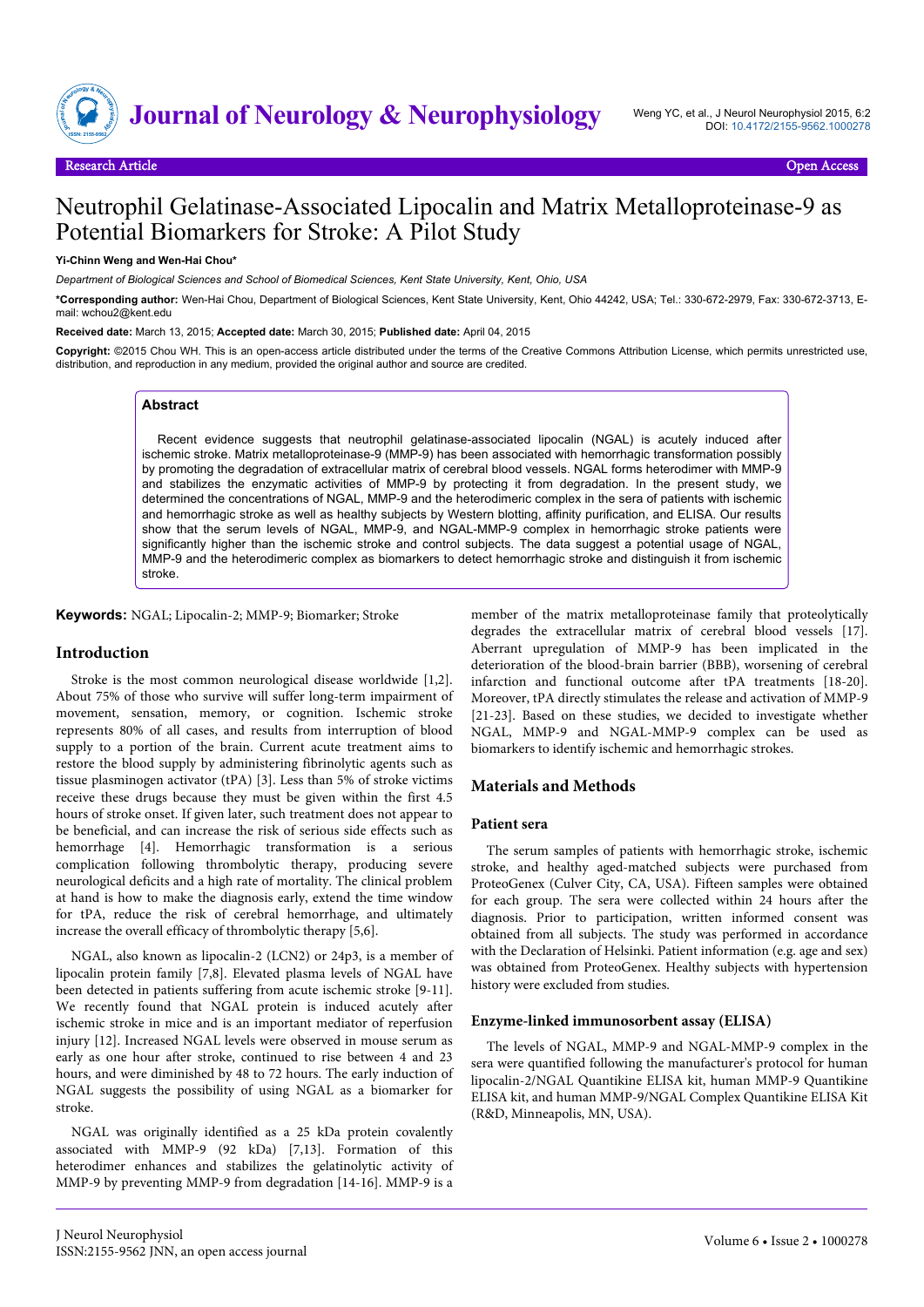Research Article Open Access

# Neutrophil Gelatinase-Associated Lipocalin and Matrix Metalloproteinase-9 as Potential Biomarkers for Stroke: A Pilot Study

**Yi-Chinn Weng and Wen-Hai Chou***

*Department of Biological Sciences and School of Biomedical Sciences, Kent State University, Kent, Ohio, USA*

***Corresponding author:** Wen-Hai Chou, Department of Biological Sciences, Kent State University, Kent, Ohio 44242, USA; Tel.: 330-672-2979, Fax: 330-672-3713, E-mail: wchou2@kent.edu

**Received date:** March 13, 2015; **Accepted date:** March 30, 2015; **Published date:** April 04, 2015

**Copyright:** ©2015 Chou WH. This is an open-access article distributed under the terms of the Creative Commons Attribution License, which permits unrestricted use, distribution, and reproduction in any medium, provided the original author and source are credited.

## Abstract

Recent evidence suggests that neutrophil gelatinase-associated lipocalin (NGAL) is acutely induced after ischemic stroke. Matrix metalloproteinase-9 (MMP-9) has been associated with hemorrhagic transformation possibly by promoting the degradation of extracellular matrix of cerebral blood vessels. NGAL forms heterodimer with MMP-9 and stabilizes the enzymatic activities of MMP-9 by protecting it from degradation. In the present study, we determined the concentrations of NGAL, MMP-9 and the heterodimeric complex in the sera of patients with ischemic and hemorrhagic stroke as well as healthy subjects by Western blotting, affinity purification, and ELISA. Our results show that the serum levels of NGAL, MMP-9, and NGAL-MMP-9 complex in hemorrhagic stroke patients were significantly higher than the ischemic stroke and control subjects. The data suggest a potential usage of NGAL, MMP-9 and the heterodimeric complex as biomarkers to detect hemorrhagic stroke and distinguish it from ischemic stroke.

**Keywords:** NGAL; Lipocalin-2; MMP-9; Biomarker; Stroke

## Introduction

Stroke is the most common neurological disease worldwide [1,2]. About 75% of those who survive will suffer long-term impairment of movement, sensation, memory, or cognition. Ischemic stroke represents 80% of all cases, and results from interruption of blood supply to a portion of the brain. Current acute treatment aims to restore the blood supply by administering fibrinolytic agents such as tissue plasminogen activator (tPA) [3]. Less than 5% of stroke victims receive these drugs because they must be given within the first 4.5 hours of stroke onset. If given later, such treatment does not appear to be beneficial, and can increase the risk of serious side effects such as hemorrhage [4]. Hemorrhagic transformation is a serious complication following thrombolytic therapy, producing severe neurological deficits and a high rate of mortality. The clinical problem at hand is how to make the diagnosis early, extend the time window for tPA, reduce the risk of cerebral hemorrhage, and ultimately increase the overall efficacy of thrombolytic therapy [5,6].

NGAL, also known as lipocalin-2 (LCN2) or 24p3, is a member of lipocalin protein family [7,8]. Elevated plasma levels of NGAL have been detected in patients suffering from acute ischemic stroke [9-11]. We recently found that NGAL protein is induced acutely after ischemic stroke in mice and is an important mediator of reperfusion injury [12]. Increased NGAL levels were observed in mouse serum as early as one hour after stroke, continued to rise between 4 and 23 hours, and were diminished by 48 to 72 hours. The early induction of NGAL suggests the possibility of using NGAL as a biomarker for stroke.

NGAL was originally identified as a 25 kDa protein covalently associated with MMP-9 (92 kDa) [7,13]. Formation of this heterodimer enhances and stabilizes the gelatinolytic activity of MMP-9 by preventing MMP-9 from degradation [14-16]. MMP-9 is a member of the matrix metalloproteinase family that proteolytically degrades the extracellular matrix of cerebral blood vessels [17]. Aberrant upregulation of MMP-9 has been implicated in the deterioration of the blood-brain barrier (BBB), worsening of cerebral infarction and functional outcome after tPA treatments [18-20]. Moreover, tPA directly stimulates the release and activation of MMP-9 [21-23]. Based on these studies, we decided to investigate whether NGAL, MMP-9 and NGAL-MMP-9 complex can be used as biomarkers to identify ischemic and hemorrhagic strokes.

## Materials and Methods

### Patient sera

The serum samples of patients with hemorrhagic stroke, ischemic stroke, and healthy aged-matched subjects were purchased from ProteoGenex (Culver City, CA, USA). Fifteen samples were obtained for each group. The sera were collected within 24 hours after the diagnosis. Prior to participation, written informed consent was obtained from all subjects. The study was performed in accordance with the Declaration of Helsinki. Patient information (e.g. age and sex) was obtained from ProteoGenex. Healthy subjects with hypertension history were excluded from studies.

### Enzyme-linked immunosorbent assay (ELISA)

The levels of NGAL, MMP-9 and NGAL-MMP-9 complex in the sera were quantified following the manufacturer's protocol for human lipocalin-2/NGAL Quantikine ELISA kit, human MMP-9 Quantikine ELISA kit, and human MMP-9/NGAL Complex Quantikine ELISA Kit (R&D, Minneapolis, MN, USA).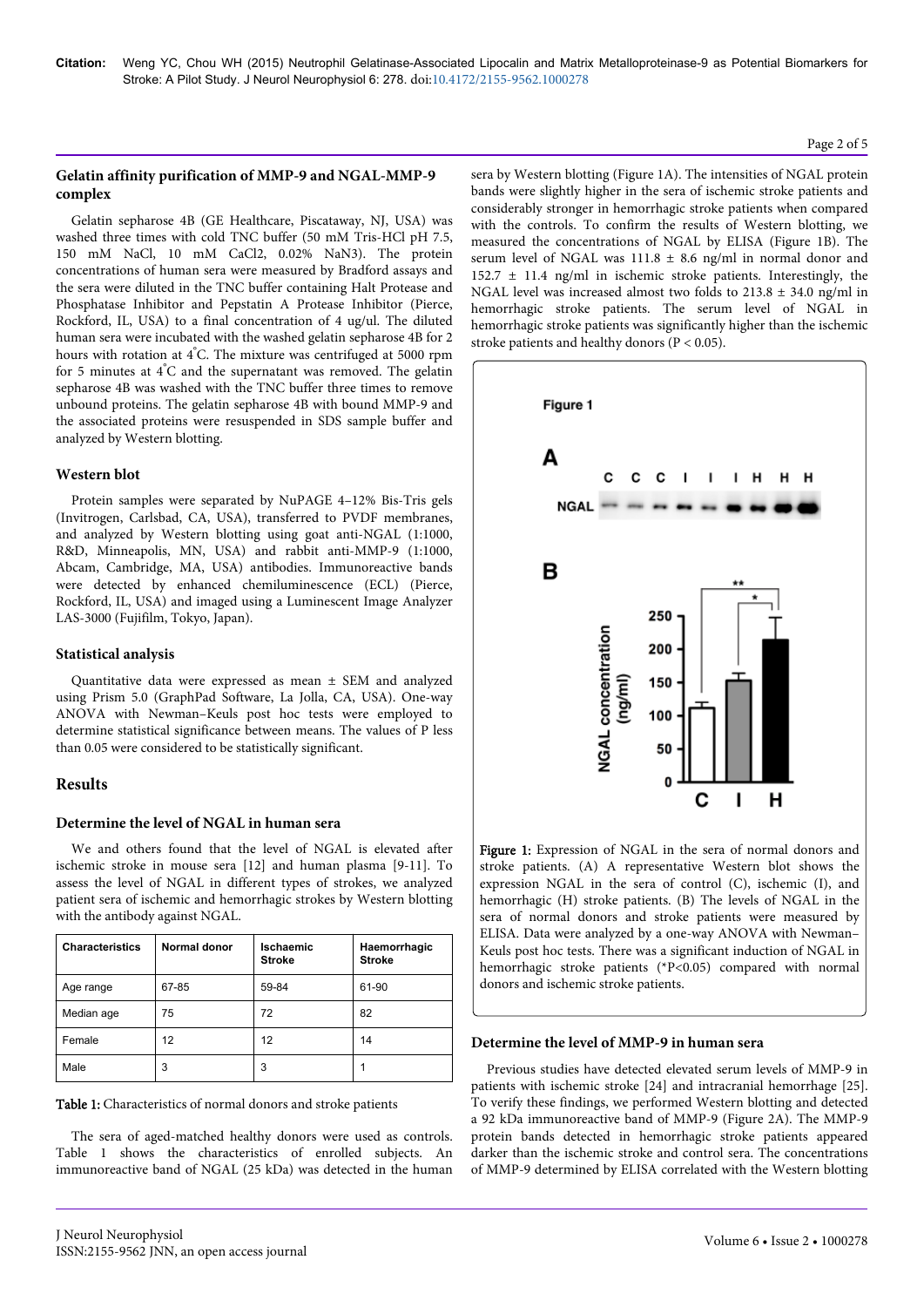### Gelatin affinity purification of MMP-9 and NGAL-MMP-9 complex

Gelatin sepharose 4B (GE Healthcare, Piscataway, NJ, USA) was washed three times with cold TNC buffer (50 mM Tris-HCl pH 7.5, 150 mM NaCl, 10 mM $CaCl_2$, 0.02% $NaN_3$). The protein concentrations of human sera were measured by Bradford assays and the sera were diluted in the TNC buffer containing Halt Protease and Phosphatase Inhibitor and Pepstatin A Protease Inhibitor (Pierce, Rockford, IL, USA) to a final concentration of 4 ug/ul. The diluted human sera were incubated with the washed gelatin sepharose 4B for 2 hours with rotation at 4°C. The mixture was centrifuged at 5000 rpm for 5 minutes at 4°C and the supernatant was removed. The gelatin sepharose 4B was washed with the TNC buffer three times to remove unbound proteins. The gelatin sepharose 4B with bound MMP-9 and the associated proteins were resuspended in SDS sample buffer and analyzed by Western blotting.

### Western blot

Protein samples were separated by NuPAGE 4–12% Bis-Tris gels (Invitrogen, Carlsbad, CA, USA), transferred to PVDF membranes, and analyzed by Western blotting using goat anti-NGAL (1:1000, R&D, Minneapolis, MN, USA) and rabbit anti-MMP-9 (1:1000, Abcam, Cambridge, MA, USA) antibodies. Immunoreactive bands were detected by enhanced chemiluminescence (ECL) (Pierce, Rockford, IL, USA) and imaged using a Luminescent Image Analyzer LAS-3000 (Fujifilm, Tokyo, Japan).

### Statistical analysis

Quantitative data were expressed as mean ± SEM and analyzed using Prism 5.0 (GraphPad Software, La Jolla, CA, USA). One-way ANOVA with Newman–Keuls post hoc tests were employed to determine statistical significance between means. The values of P less than 0.05 were considered to be statistically significant.

## Results

### Determine the level of NGAL in human sera

We and others found that the level of NGAL is elevated after ischemic stroke in mouse sera [12] and human plasma [9-11]. To assess the level of NGAL in different types of strokes, we analyzed patient sera of ischemic and hemorrhagic strokes by Western blotting with the antibody against NGAL.

| Characteristics | Normal donor | Ischaemic Stroke | Haemorrhagic Stroke |
|---|---|---|---|
| Age range | 67-85 | 59-84 | 61-90 |
| Median age | 75 | 72 | 82 |
| Female | 12 | 12 | 14 |
| Male | 3 | 3 | 1 |

**Table 1:** Characteristics of normal donors and stroke patients

The sera of aged-matched healthy donors were used as controls. Table 1 shows the characteristics of enrolled subjects. An immunoreactive band of NGAL (25 kDa) was detected in the human sera by Western blotting (Figure 1A). The intensities of NGAL protein bands were slightly higher in the sera of ischemic stroke patients and considerably stronger in hemorrhagic stroke patients when compared with the controls. To confirm the results of Western blotting, we measured the concentrations of NGAL by ELISA (Figure 1B). The serum level of NGAL was 111.8 ± 8.6 ng/ml in normal donor and 152.7 ± 11.4 ng/ml in ischemic stroke patients. Interestingly, the NGAL level was increased almost two folds to 213.8 ± 34.0 ng/ml in hemorrhagic stroke patients. The serum level of NGAL in hemorrhagic stroke patients was significantly higher than the ischemic stroke patients and healthy donors ($P < 0.05$).

**Figure 1:** Expression of NGAL in the sera of normal donors and stroke patients. (A) A representative Western blot shows the expression NGAL in the sera of control (C), ischemic (I), and hemorrhagic (H) stroke patients. (B) The levels of NGAL in the sera of normal donors and stroke patients were measured by ELISA. Data were analyzed by a one-way ANOVA with Newman–Keuls post hoc tests. There was a significant induction of NGAL in hemorrhagic stroke patients (*$P<0.05$) compared with normal donors and ischemic stroke patients.

### Determine the level of MMP-9 in human sera

Previous studies have detected elevated serum levels of MMP-9 in patients with ischemic stroke [24] and intracranial hemorrhage [25]. To verify these findings, we performed Western blotting and detected a 92 kDa immunoreactive band of MMP-9 (Figure 2A). The MMP-9 protein bands detected in hemorrhagic stroke patients appeared darker than the ischemic stroke and control sera. The concentrations of MMP-9 determined by ELISA correlated with the Western blotting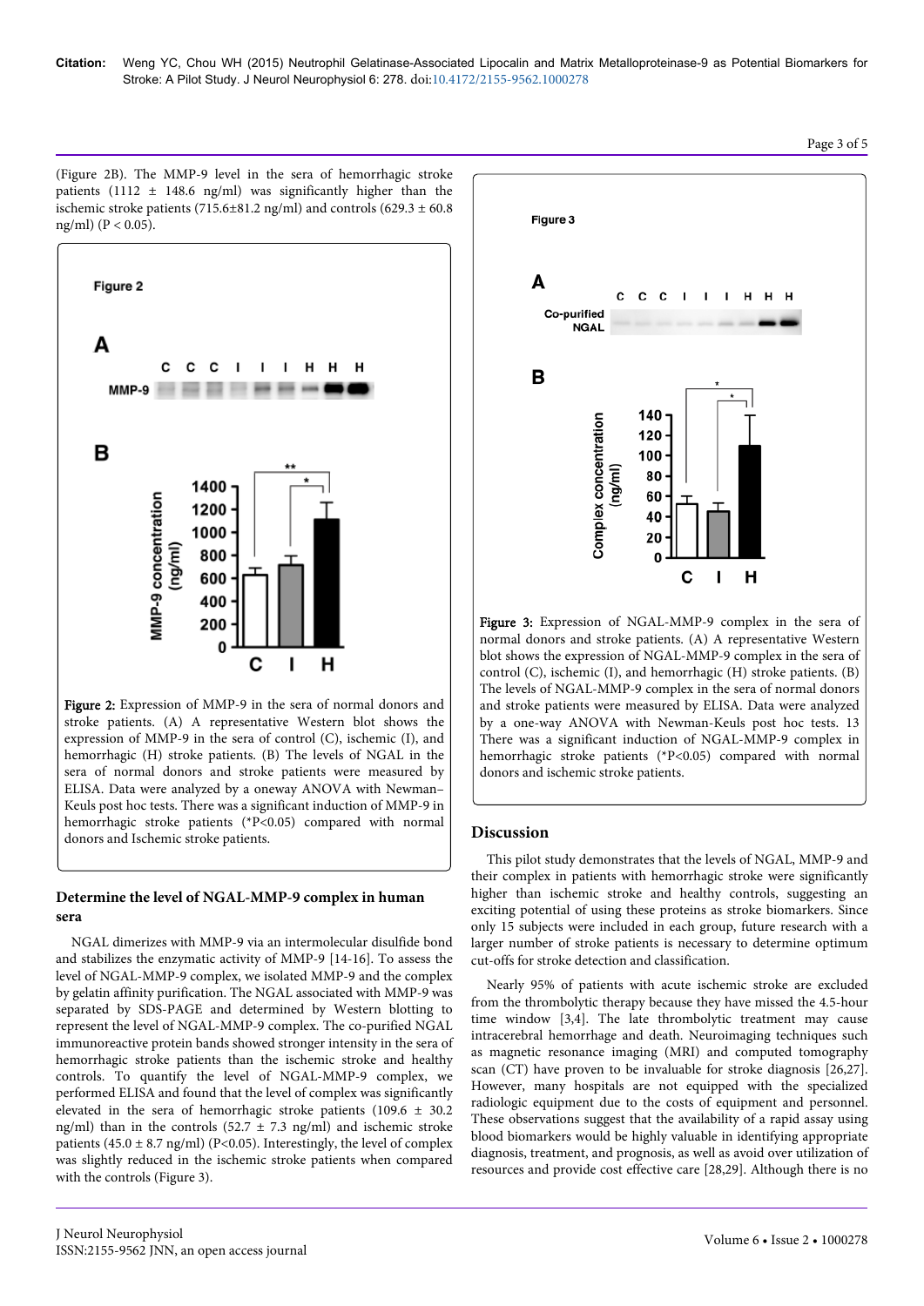(Figure 2B). The MMP-9 level in the sera of hemorrhagic stroke patients (1112 ± 148.6 ng/ml) was significantly higher than the ischemic stroke patients (715.6±81.2 ng/ml) and controls (629.3 ± 60.8 ng/ml) ($P < 0.05$).

**Figure 2:** Expression of MMP-9 in the sera of normal donors and stroke patients. (A) A representative Western blot shows the expression of MMP-9 in the sera of control (C), ischemic (I), and hemorrhagic (H) stroke patients. (B) The levels of NGAL in the sera of normal donors and stroke patients were measured by ELISA. Data were analyzed by a oneway ANOVA with Newman–Keuls post hoc tests. There was a significant induction of MMP-9 in hemorrhagic stroke patients (*P<0.05) compared with normal donors and Ischemic stroke patients.

### Determine the level of NGAL-MMP-9 complex in human sera

NGAL dimerizes with MMP-9 via an intermolecular disulfide bond and stabilizes the enzymatic activity of MMP-9 [14-16]. To assess the level of NGAL-MMP-9 complex, we isolated MMP-9 and the complex by gelatin affinity purification. The NGAL associated with MMP-9 was separated by SDS-PAGE and determined by Western blotting to represent the level of NGAL-MMP-9 complex. The co-purified NGAL immunoreactive protein bands showed stronger intensity in the sera of hemorrhagic stroke patients than the ischemic stroke and healthy controls. To quantify the level of NGAL-MMP-9 complex, we performed ELISA and found that the level of complex was significantly elevated in the sera of hemorrhagic stroke patients (109.6 ± 30.2 ng/ml) than in the controls (52.7 ± 7.3 ng/ml) and ischemic stroke patients (45.0 ± 8.7 ng/ml) (P<0.05). Interestingly, the level of complex was slightly reduced in the ischemic stroke patients when compared with the controls (Figure 3).

**Figure 3:** Expression of NGAL-MMP-9 complex in the sera of normal donors and stroke patients. (A) A representative Western blot shows the expression of NGAL-MMP-9 complex in the sera of control (C), ischemic (I), and hemorrhagic (H) stroke patients. (B) The levels of NGAL-MMP-9 complex in the sera of normal donors and stroke patients were measured by ELISA. Data were analyzed by a one-way ANOVA with Newman-Keuls post hoc tests. 13 There was a significant induction of NGAL-MMP-9 complex in hemorrhagic stroke patients (*P<0.05) compared with normal donors and ischemic stroke patients.

## Discussion

This pilot study demonstrates that the levels of NGAL, MMP-9 and their complex in patients with hemorrhagic stroke were significantly higher than ischemic stroke and healthy controls, suggesting an exciting potential of using these proteins as stroke biomarkers. Since only 15 subjects were included in each group, future research with a larger number of stroke patients is necessary to determine optimum cut-offs for stroke detection and classification.

Nearly 95% of patients with acute ischemic stroke are excluded from the thrombolytic therapy because they have missed the 4.5-hour time window [3,4]. The late thrombolytic treatment may cause intracerebral hemorrhage and death. Neuroimaging techniques such as magnetic resonance imaging (MRI) and computed tomography scan (CT) have proven to be invaluable for stroke diagnosis [26,27]. However, many hospitals are not equipped with the specialized radiologic equipment due to the costs of equipment and personnel. These observations suggest that the availability of a rapid assay using blood biomarkers would be highly valuable in identifying appropriate diagnosis, treatment, and prognosis, as well as avoid over utilization of resources and provide cost effective care [28,29]. Although there is no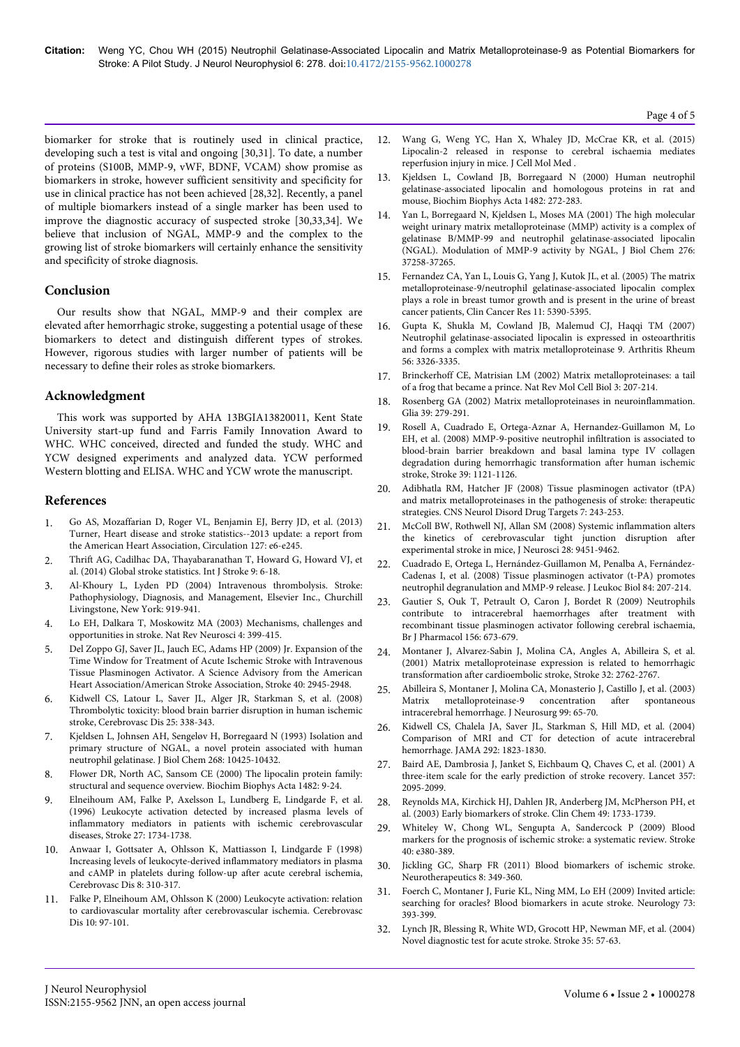biomarker for stroke that is routinely used in clinical practice, developing such a test is vital and ongoing [30,31]. To date, a number of proteins (S100B, MMP-9, vWF, BDNF, VCAM) show promise as biomarkers in stroke, however sufficient sensitivity and specificity for use in clinical practice has not been achieved [28,32]. Recently, a panel of multiple biomarkers instead of a single marker has been used to improve the diagnostic accuracy of suspected stroke [30,33,34]. We believe that inclusion of NGAL, MMP-9 and the complex to the growing list of stroke biomarkers will certainly enhance the sensitivity and specificity of stroke diagnosis.

## Conclusion

Our results show that NGAL, MMP-9 and their complex are elevated after hemorrhagic stroke, suggesting a potential usage of these biomarkers to detect and distinguish different types of strokes. However, rigorous studies with larger number of patients will be necessary to define their roles as stroke biomarkers.

## Acknowledgment

This work was supported by AHA 13BGIA13820011, Kent State University start-up fund and Farris Family Innovation Award to WHC. WHC conceived, directed and funded the study. WHC and YCW designed experiments and analyzed data. YCW performed Western blotting and ELISA. WHC and YCW wrote the manuscript.

## References

1. Go AS, Mozaffarian D, Roger VL, Benjamin EJ, Berry JD, et al. (2013) Turner, Heart disease and stroke statistics--2013 update: a report from the American Heart Association, Circulation 127: e6-e245.
2. Thrift AG, Cadilhac DA, Thayabaranathan T, Howard G, Howard VJ, et al. (2014) Global stroke statistics. Int J Stroke 9: 6-18.
3. Al-Khoury L, Lyden PD (2004) Intravenous thrombolysis. Stroke: Pathophysiology, Diagnosis, and Management, Elsevier Inc., Churchill Livingstone, New York: 919-941.
4. Lo EH, Dalkara T, Moskowitz MA (2003) Mechanisms, challenges and opportunities in stroke. Nat Rev Neurosci 4: 399-415.
5. Del Zoppo GJ, Saver JL, Jauch EC, Adams HP (2009) Jr. Expansion of the Time Window for Treatment of Acute Ischemic Stroke with Intravenous Tissue Plasminogen Activator. A Science Advisory from the American Heart Association/American Stroke Association, Stroke 40: 2945-2948.
6. Kidwell CS, Latour L, Saver JL, Alger JR, Starkman S, et al. (2008) Thrombolytic toxicity: blood brain barrier disruption in human ischemic stroke, Cerebrovasc Dis 25: 338-343.
7. Kjeldsen L, Johnsen AH, Sengeløv H, Borregaard N (1993) Isolation and primary structure of NGAL, a novel protein associated with human neutrophil gelatinase. J Biol Chem 268: 10425-10432.
8. Flower DR, North AC, Sansom CE (2000) The lipocalin protein family: structural and sequence overview. Biochim Biophys Acta 1482: 9-24.
9. Elneihoum AM, Falke P, Axelsson L, Lundberg E, Lindgarde F, et al. (1996) Leukocyte activation detected by increased plasma levels of inflammatory mediators in patients with ischemic cerebrovascular diseases, Stroke 27: 1734-1738.
10. Anwaar I, Gottsater A, Ohlsson K, Mattiasson I, Lindgarde F (1998) Increasing levels of leukocyte-derived inflammatory mediators in plasma and cAMP in platelets during follow-up after acute cerebral ischemia, Cerebrovasc Dis 8: 310-317.
11. Falke P, Elneihoum AM, Ohlsson K (2000) Leukocyte activation: relation to cardiovascular mortality after cerebrovascular ischemia. Cerebrovasc Dis 10: 97-101.
12. Wang G, Weng YC, Han X, Whaley JD, McCrae KR, et al. (2015) Lipocalin-2 released in response to cerebral ischaemia mediates reperfusion injury in mice. J Cell Mol Med .
13. Kjeldsen L, Cowland JB, Borregaard N (2000) Human neutrophil gelatinase-associated lipocalin and homologous proteins in rat and mouse, Biochim Biophys Acta 1482: 272-283.
14. Yan L, Borregaard N, Kjeldsen L, Moses MA (2001) The high molecular weight urinary matrix metalloproteinase (MMP) activity is a complex of gelatinase B/MMP-99 and neutrophil gelatinase-associated lipocalin (NGAL). Modulation of MMP-9 activity by NGAL, J Biol Chem 276: 37258-37265.
15. Fernandez CA, Yan L, Louis G, Yang J, Kutok JL, et al. (2005) The matrix metalloproteinase-9/neutrophil gelatinase-associated lipocalin complex plays a role in breast tumor growth and is present in the urine of breast cancer patients, Clin Cancer Res 11: 5390-5395.
16. Gupta K, Shukla M, Cowland JB, Malemud CJ, Haqqi TM (2007) Neutrophil gelatinase-associated lipocalin is expressed in osteoarthritis and forms a complex with matrix metalloproteinase 9. Arthritis Rheum 56: 3326-3335.
17. Brinckerhoff CE, Matrisian LM (2002) Matrix metalloproteinases: a tail of a frog that became a prince. Nat Rev Mol Cell Biol 3: 207-214.
18. Rosenberg GA (2002) Matrix metalloproteinases in neuroinflammation. Glia 39: 279-291.
19. Rosell A, Cuadrado E, Ortega-Aznar A, Hernandez-Guillamon M, Lo EH, et al. (2008) MMP-9-positive neutrophil infiltration is associated to blood-brain barrier breakdown and basal lamina type IV collagen degradation during hemorrhagic transformation after human ischemic stroke, Stroke 39: 1121-1126.
20. Adibhatla RM, Hatcher JF (2008) Tissue plasminogen activator (tPA) and matrix metalloproteinases in the pathogenesis of stroke: therapeutic strategies. CNS Neurol Disord Drug Targets 7: 243-253.
21. McColl BW, Rothwell NJ, Allan SM (2008) Systemic inflammation alters the kinetics of cerebrovascular tight junction disruption after experimental stroke in mice, J Neurosci 28: 9451-9462.
22. Cuadrado E, Ortega L, Hernández-Guillamon M, Penalba A, Fernández-Cadenas I, et al. (2008) Tissue plasminogen activator (t-PA) promotes neutrophil degranulation and MMP-9 release. J Leukoc Biol 84: 207-214.
23. Gautier S, Ouk T, Petrault O, Caron J, Bordet R (2009) Neutrophils contribute to intracerebral haemorrhages after treatment with recombinant tissue plasminogen activator following cerebral ischaemia, Br J Pharmacol 156: 673-679.
24. Montaner J, Alvarez-Sabin J, Molina CA, Angles A, Abilleira S, et al. (2001) Matrix metalloproteinase expression is related to hemorrhagic transformation after cardioembolic stroke, Stroke 32: 2762-2767.
25. Abilleira S, Montaner J, Molina CA, Monasterio J, Castillo J, et al. (2003) Matrix metalloproteinase-9 concentration after spontaneous intracerebral hemorrhage. J Neurosurg 99: 65-70.
26. Kidwell CS, Chalela JA, Saver JL, Starkman S, Hill MD, et al. (2004) Comparison of MRI and CT for detection of acute intracerebral hemorrhage. JAMA 292: 1823-1830.
27. Baird AE, Dambrosia J, Janket S, Eichbaum Q, Chaves C, et al. (2001) A three-item scale for the early prediction of stroke recovery. Lancet 357: 2095-2099.
28. Reynolds MA, Kirchick HJ, Dahlen JR, Anderberg JM, McPherson PH, et al. (2003) Early biomarkers of stroke. Clin Chem 49: 1733-1739.
29. Whiteley W, Chong WL, Sengupta A, Sandercock P (2009) Blood markers for the prognosis of ischemic stroke: a systematic review. Stroke 40: e380-389.
30. Jickling GC, Sharp FR (2011) Blood biomarkers of ischemic stroke. Neurotherapeutics 8: 349-360.
31. Foerch C, Montaner J, Furie KL, Ning MM, Lo EH (2009) Invited article: searching for oracles? Blood biomarkers in acute stroke. Neurology 73: 393-399.
32. Lynch JR, Blessing R, White WD, Grocott HP, Newman MF, et al. (2004) Novel diagnostic test for acute stroke. Stroke 35: 57-63.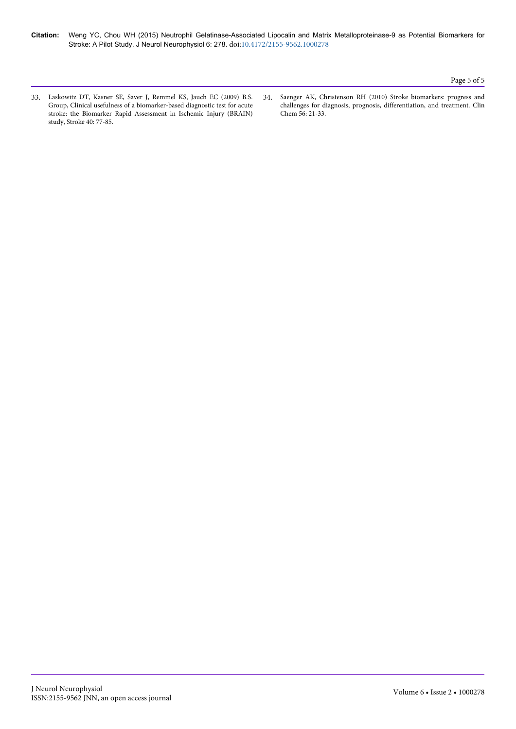33. Laskowitz DT, Kasner SE, Saver J, Remmel KS, Jauch EC (2009) B.S. Group, Clinical usefulness of a biomarker-based diagnostic test for acute stroke: the Biomarker Rapid Assessment in Ischemic Injury (BRAIN) study, Stroke 40: 77-85.

34. Saenger AK, Christenson RH (2010) Stroke biomarkers: progress and challenges for diagnosis, prognosis, differentiation, and treatment. Clin Chem 56: 21-33.